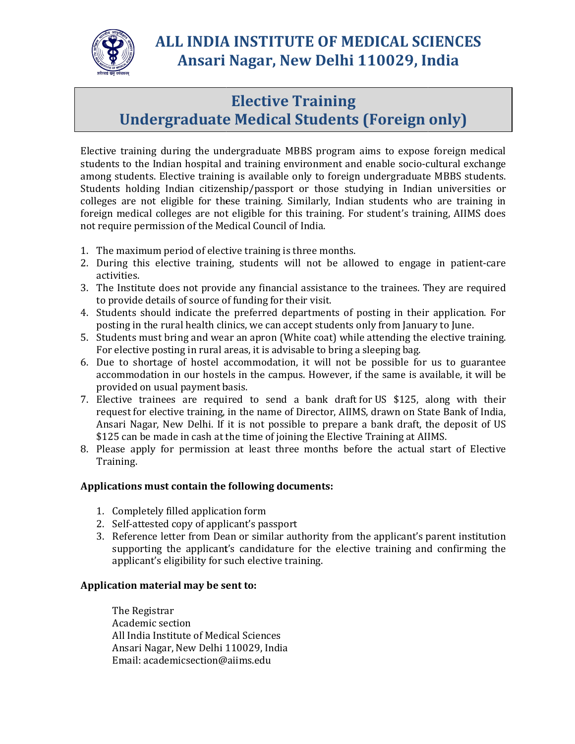# ALL INDIA INSTITUTE OF MEDICAL SCIENCES
## Ansari Nagar, New Delhi 110029, India

## Elective Training
## Undergraduate Medical Students (Foreign only)

Elective training during the undergraduate MBBS program aims to expose foreign medical students to the Indian hospital and training environment and enable socio-cultural exchange among students. Elective training is available only to foreign undergraduate MBBS students. Students holding Indian citizenship/passport or those studying in Indian universities or colleges are not eligible for these training. Similarly, Indian students who are training in foreign medical colleges are not eligible for this training. For student's training, AIIMS does not require permission of the Medical Council of India.

1. The maximum period of elective training is three months.
2. During this elective training, students will not be allowed to engage in patient-care activities.
3. The Institute does not provide any financial assistance to the trainees. They are required to provide details of source of funding for their visit.
4. Students should indicate the preferred departments of posting in their application. For posting in the rural health clinics, we can accept students only from January to June.
5. Students must bring and wear an apron (White coat) while attending the elective training. For elective posting in rural areas, it is advisable to bring a sleeping bag.
6. Due to shortage of hostel accommodation, it will not be possible for us to guarantee accommodation in our hostels in the campus. However, if the same is available, it will be provided on usual payment basis.
7. Elective trainees are required to send a bank draft for US $125, along with their request for elective training, in the name of Director, AIIMS, drawn on State Bank of India, Ansari Nagar, New Delhi. If it is not possible to prepare a bank draft, the deposit of US $125 can be made in cash at the time of joining the Elective Training at AIIMS.
8. Please apply for permission at least three months before the actual start of Elective Training.

**Applications must contain the following documents:**

1. Completely filled application form
2. Self-attested copy of applicant's passport
3. Reference letter from Dean or similar authority from the applicant's parent institution supporting the applicant's candidature for the elective training and confirming the applicant's eligibility for such elective training.

**Application material may be sent to:**

The Registrar
Academic section
All India Institute of Medical Sciences
Ansari Nagar, New Delhi 110029, India
Email: academicsection@aiims.edu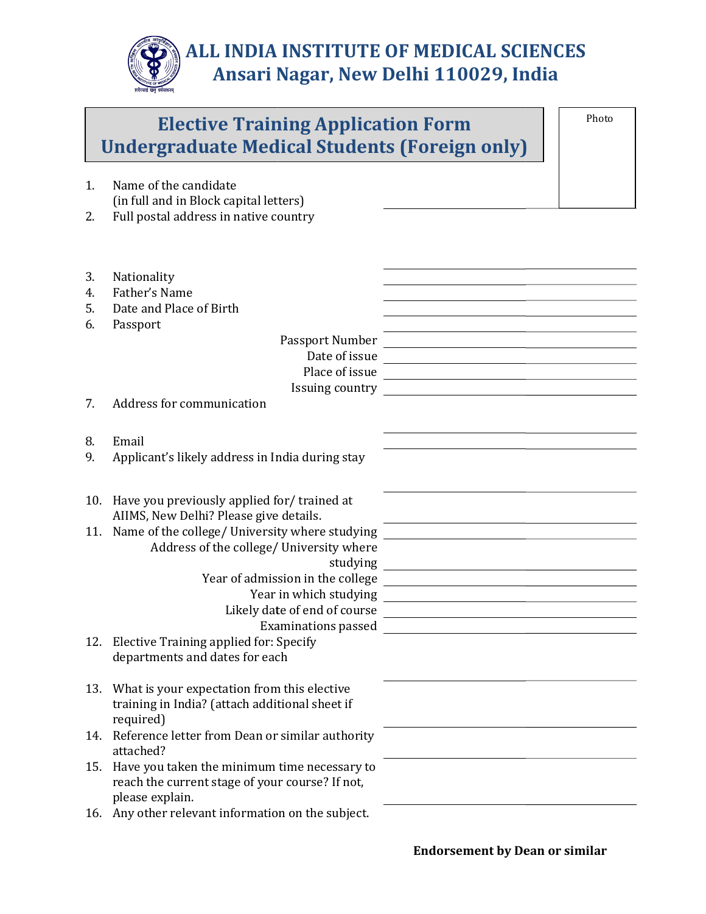# ALL INDIA INSTITUTE OF MEDICAL SCIENCES
## Ansari Nagar, New Delhi 110029, India

## Elective Training Application Form
## Undergraduate Medical Students (Foreign only)

Photo

1. Name of the candidate (in full and in Block capital letters) \_\_\_\_\_\_\_\_\_\_\_\_\_\_\_\_\_\_\_\_
2. Full postal address in native country \_\_\_\_\_\_\_\_\_\_\_\_\_\_\_\_\_\_\_\_
3. Nationality \_\_\_\_\_\_\_\_\_\_\_\_\_\_\_\_\_\_\_\_
4. Father's Name \_\_\_\_\_\_\_\_\_\_\_\_\_\_\_\_\_\_\_\_
5. Date and Place of Birth \_\_\_\_\_\_\_\_\_\_\_\_\_\_\_\_\_\_\_\_
6. Passport \_\_\_\_\_\_\_\_\_\_\_\_\_\_\_\_\_\_\_\_
   - Passport Number \_\_\_\_\_\_\_\_\_\_\_\_\_\_\_\_\_\_\_\_
   - Date of issue \_\_\_\_\_\_\_\_\_\_\_\_\_\_\_\_\_\_\_\_
   - Place of issue \_\_\_\_\_\_\_\_\_\_\_\_\_\_\_\_\_\_\_\_
   - Issuing country \_\_\_\_\_\_\_\_\_\_\_\_\_\_\_\_\_\_\_\_
7. Address for communication \_\_\_\_\_\_\_\_\_\_\_\_\_\_\_\_\_\_\_\_
8. Email \_\_\_\_\_\_\_\_\_\_\_\_\_\_\_\_\_\_\_\_
9. Applicant's likely address in India during stay \_\_\_\_\_\_\_\_\_\_\_\_\_\_\_\_\_\_\_\_
10. Have you previously applied for/ trained at AIIMS, New Delhi? Please give details. \_\_\_\_\_\_\_\_\_\_\_\_\_\_\_\_\_\_\_\_
11. Name of the college/ University where studying \_\_\_\_\_\_\_\_\_\_\_\_\_\_\_\_\_\_\_\_
    - Address of the college/ University where studying \_\_\_\_\_\_\_\_\_\_\_\_\_\_\_\_\_\_\_\_
    - Year of admission in the college \_\_\_\_\_\_\_\_\_\_\_\_\_\_\_\_\_\_\_\_
    - Year in which studying \_\_\_\_\_\_\_\_\_\_\_\_\_\_\_\_\_\_\_\_
    - Likely date of end of course \_\_\_\_\_\_\_\_\_\_\_\_\_\_\_\_\_\_\_\_
    - Examinations passed \_\_\_\_\_\_\_\_\_\_\_\_\_\_\_\_\_\_\_\_
12. Elective Training applied for: Specify departments and dates for each \_\_\_\_\_\_\_\_\_\_\_\_\_\_\_\_\_\_\_\_
13. What is your expectation from this elective training in India? (attach additional sheet if required) \_\_\_\_\_\_\_\_\_\_\_\_\_\_\_\_\_\_\_\_
14. Reference letter from Dean or similar authority attached? \_\_\_\_\_\_\_\_\_\_\_\_\_\_\_\_\_\_\_\_
15. Have you taken the minimum time necessary to reach the current stage of your course? If not, please explain. \_\_\_\_\_\_\_\_\_\_\_\_\_\_\_\_\_\_\_\_
16. Any other relevant information on the subject.

**Endorsement by Dean or similar**